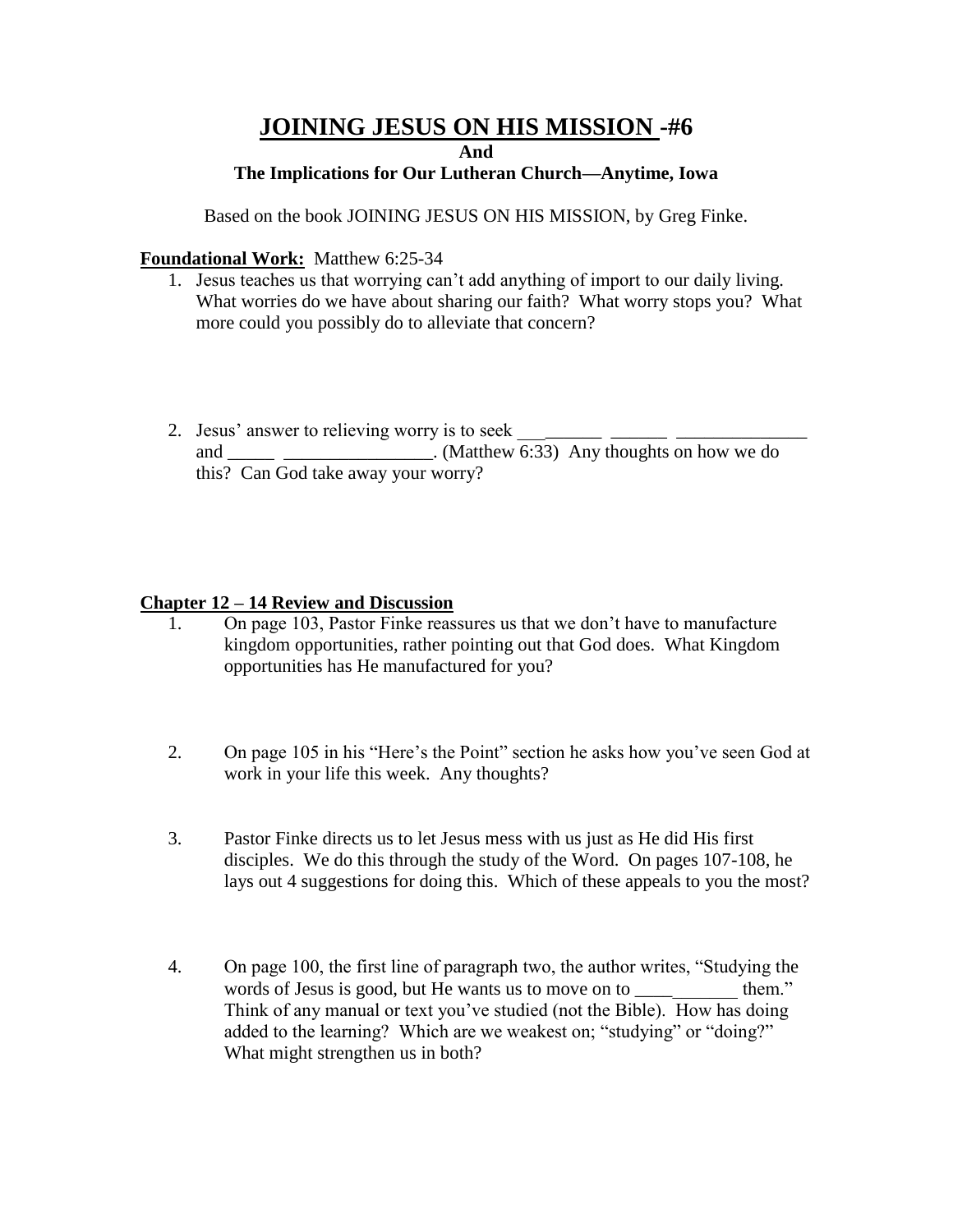# JOINING JESUS ON HIS MISSION -#6

**And**

**The Implications for Our Lutheran Church—Anytime, Iowa**

Based on the book JOINING JESUS ON HIS MISSION, by Greg Finke.

**Foundational Work:** Matthew 6:25-34

1. Jesus teaches us that worrying can't add anything of import to our daily living. What worries do we have about sharing our faith? What worry stops you? What more could you possibly do to alleviate that concern?

2. Jesus' answer to relieving worry is to seek ___\_\_\_\_\_\_ \_\_\_\_\_\_ \_\_\_\_\_\_\_\_\_\_\_\_\_\_ and \_\_\_\_\_ \_\_\_\_\_\_\_\_\_\_\_\_\_\_\_\_. (Matthew 6:33) Any thoughts on how we do this? Can God take away your worry?

## Chapter 12 – 14 Review and Discussion

1. On page 103, Pastor Finke reassures us that we don't have to manufacture kingdom opportunities, rather pointing out that God does. What Kingdom opportunities has He manufactured for you?

2. On page 105 in his "Here's the Point" section he asks how you've seen God at work in your life this week. Any thoughts?

3. Pastor Finke directs us to let Jesus mess with us just as He did His first disciples. We do this through the study of the Word. On pages 107-108, he lays out 4 suggestions for doing this. Which of these appeals to you the most?

4. On page 100, the first line of paragraph two, the author writes, "Studying the words of Jesus is good, but He wants us to move on to \_\_\_\_\_\_\_\_\_\_\_ them." Think of any manual or text you've studied (not the Bible). How has doing added to the learning? Which are we weakest on; "studying" or "doing?" What might strengthen us in both?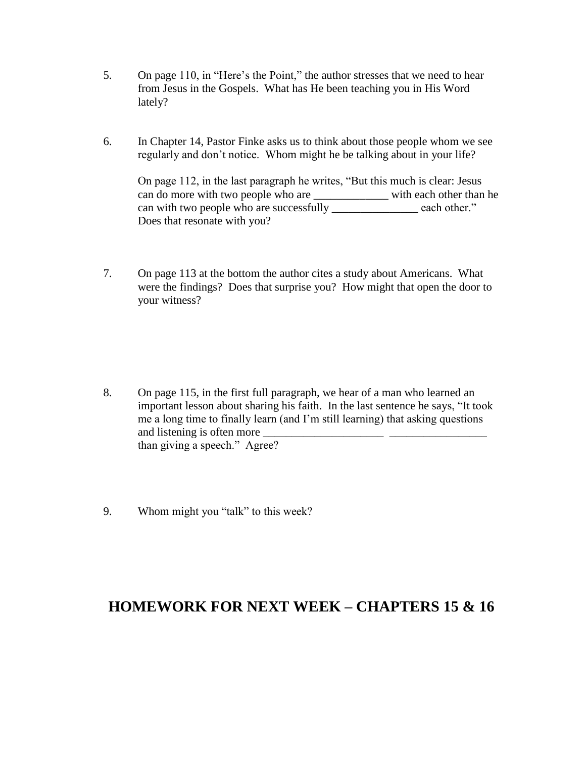5. On page 110, in "Here's the Point," the author stresses that we need to hear from Jesus in the Gospels. What has He been teaching you in His Word lately?

6. In Chapter 14, Pastor Finke asks us to think about those people whom we see regularly and don't notice. Whom might he be talking about in your life?

   On page 112, in the last paragraph he writes, "But this much is clear: Jesus can do more with two people who are _____________ with each other than he can with two people who are successfully _______________ each other." Does that resonate with you?

7. On page 113 at the bottom the author cites a study about Americans. What were the findings? Does that surprise you? How might that open the door to your witness?

8. On page 115, in the first full paragraph, we hear of a man who learned an important lesson about sharing his faith. In the last sentence he says, "It took me a long time to finally learn (and I'm still learning) that asking questions and listening is often more _____________________ _________________ than giving a speech." Agree?

9. Whom might you "talk" to this week?

## HOMEWORK FOR NEXT WEEK – CHAPTERS 15 & 16